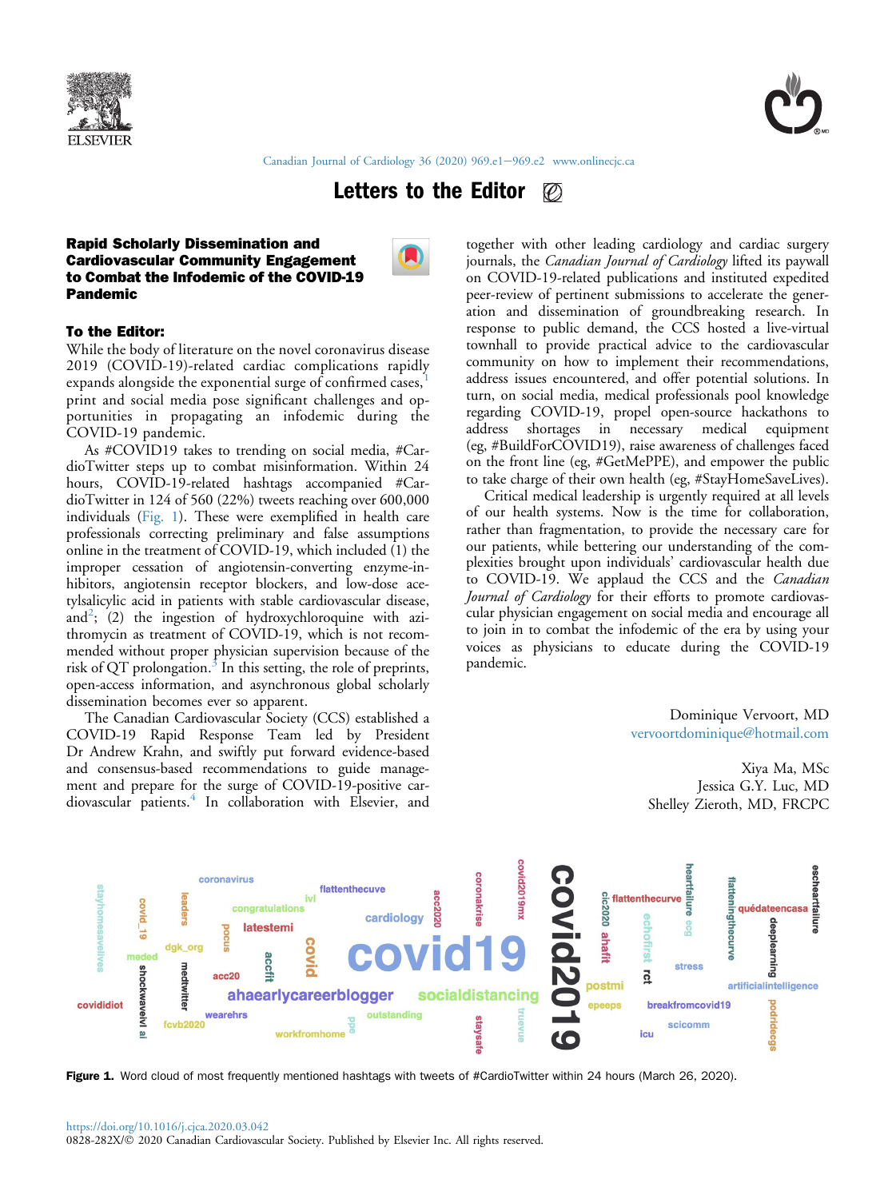# Letters to the Editor

## Rapid Scholarly Dissemination and Cardiovascular Community Engagement to Combat the Infodemic of the COVID-19 Pandemic

### To the Editor:

While the body of literature on the novel coronavirus disease 2019 (COVID-19)-related cardiac complications rapidly expands alongside the exponential surge of confirmed cases,[1] print and social media pose significant challenges and opportunities in propagating an infodemic during the COVID-19 pandemic.

As #COVID19 takes to trending on social media, #CardioTwitter steps up to combat misinformation. Within 24 hours, COVID-19-related hashtags accompanied #CardioTwitter in 124 of 560 (22%) tweets reaching over 600,000 individuals (Fig. 1). These were exemplified in health care professionals correcting preliminary and false assumptions online in the treatment of COVID-19, which included (1) the improper cessation of angiotensin-converting enzyme-inhibitors, angiotensin receptor blockers, and low-dose acetylsalicylic acid in patients with stable cardiovascular disease, and[2]; (2) the ingestion of hydroxychloroquine with azithromycin as treatment of COVID-19, which is not recommended without proper physician supervision because of the risk of QT prolongation.[3] In this setting, the role of preprints, open-access information, and asynchronous global scholarly dissemination becomes ever so apparent.

The Canadian Cardiovascular Society (CCS) established a COVID-19 Rapid Response Team led by President Dr Andrew Krahn, and swiftly put forward evidence-based and consensus-based recommendations to guide management and prepare for the surge of COVID-19-positive cardiovascular patients.[4] In collaboration with Elsevier, and together with other leading cardiology and cardiac surgery journals, the *Canadian Journal of Cardiology* lifted its paywall on COVID-19-related publications and instituted expedited peer-review of pertinent submissions to accelerate the generation and dissemination of groundbreaking research. In response to public demand, the CCS hosted a live-virtual townhall to provide practical advice to the cardiovascular community on how to implement their recommendations, address issues encountered, and offer potential solutions. In turn, on social media, medical professionals pool knowledge regarding COVID-19, propel open-source hackathons to address shortages in necessary medical equipment (eg, #BuildForCOVID19), raise awareness of challenges faced on the front line (eg, #GetMePPE), and empower the public to take charge of their own health (eg, #StayHomeSaveLives).

Critical medical leadership is urgently required at all levels of our health systems. Now is the time for collaboration, rather than fragmentation, to provide the necessary care for our patients, while bettering our understanding of the complexities brought upon individuals' cardiovascular health due to COVID-19. We applaud the CCS and the *Canadian Journal of Cardiology* for their efforts to promote cardiovascular physician engagement on social media and encourage all to join in to combat the infodemic of the era by using your voices as physicians to educate during the COVID-19 pandemic.

Dominique Vervoort, MD
vervoortdominique@hotmail.com

Xiya Ma, MSc
Jessica G.Y. Luc, MD
Shelley Zieroth, MD, FRCPC

**Figure 1.** Word cloud of most frequently mentioned hashtags with tweets of #CardioTwitter within 24 hours (March 26, 2020).

https://doi.org/10.1016/j.cjca.2020.03.042
0828-282X/© 2020 Canadian Cardiovascular Society. Published by Elsevier Inc. All rights reserved.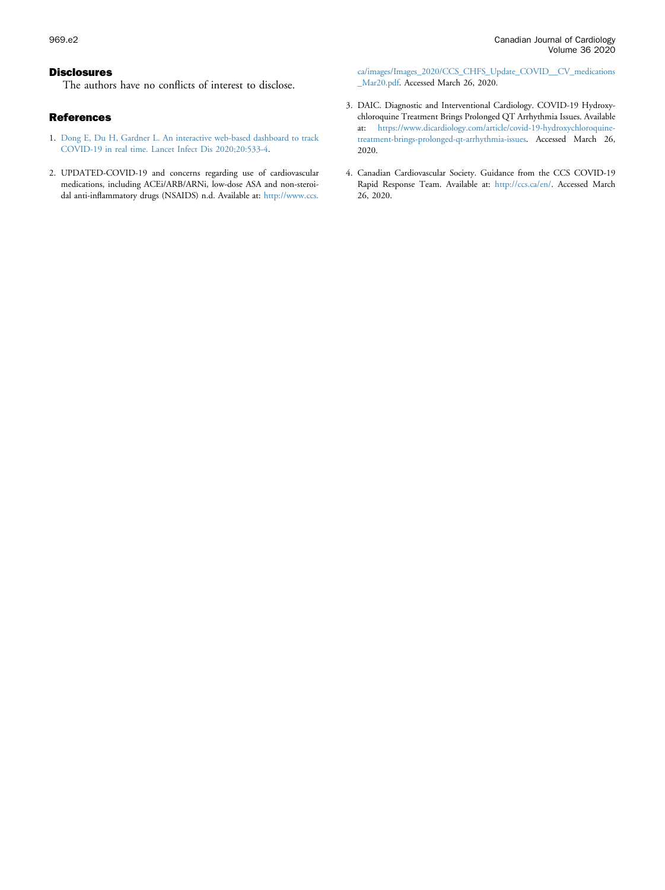## Disclosures

The authors have no conflicts of interest to disclose.

## References

1. Dong E, Du H, Gardner L. An interactive web-based dashboard to track COVID-19 in real time. Lancet Infect Dis 2020;20:533-4.

2. UPDATED-COVID-19 and concerns regarding use of cardiovascular medications, including ACEi/ARB/ARNi, low-dose ASA and non-steroidal anti-inflammatory drugs (NSAIDS) n.d. Available at: http://www.ccs.ca/images/Images_2020/CCS_CHFS_Update_COVID__CV_medications_Mar20.pdf. Accessed March 26, 2020.

3. DAIC. Diagnostic and Interventional Cardiology. COVID-19 Hydroxychloroquine Treatment Brings Prolonged QT Arrhythmia Issues. Available at: https://www.dicardiology.com/article/covid-19-hydroxychloroquine-treatment-brings-prolonged-qt-arrhythmia-issues. Accessed March 26, 2020.

4. Canadian Cardiovascular Society. Guidance from the CCS COVID-19 Rapid Response Team. Available at: http://ccs.ca/en/. Accessed March 26, 2020.